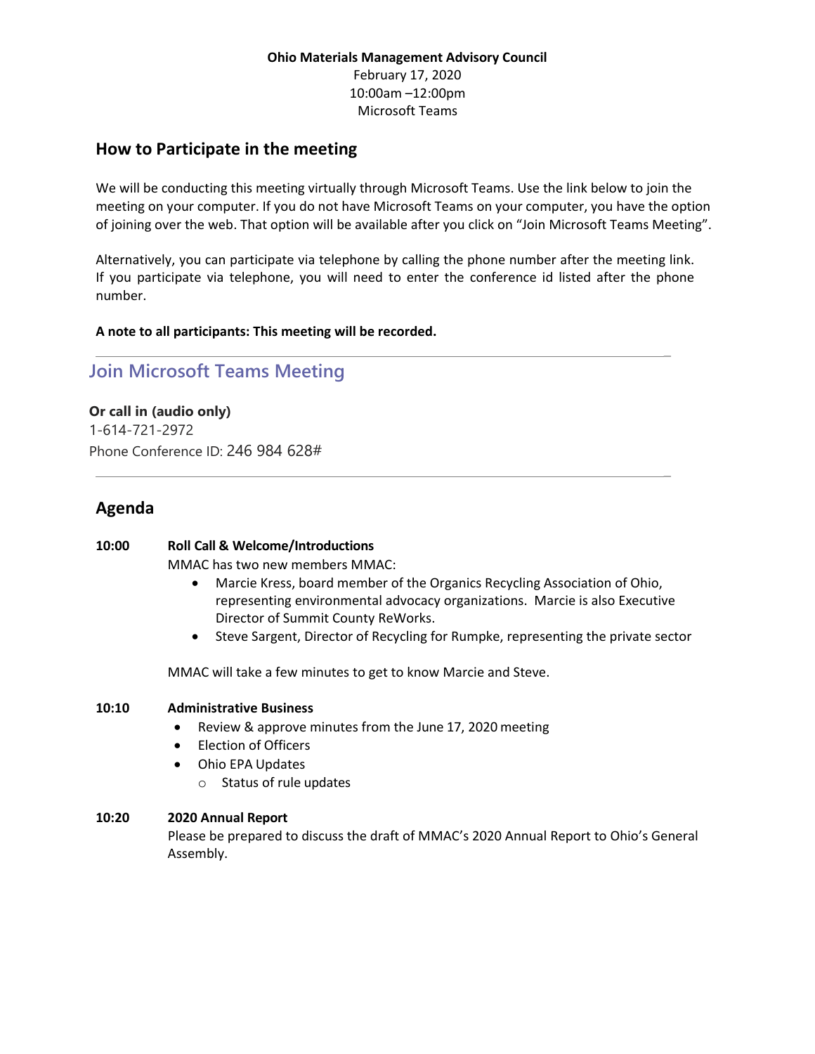**Ohio Materials Management Advisory Council**
February 17, 2020
10:00am –12:00pm
Microsoft Teams

## How to Participate in the meeting

We will be conducting this meeting virtually through Microsoft Teams. Use the link below to join the meeting on your computer. If you do not have Microsoft Teams on your computer, you have the option of joining over the web. That option will be available after you click on "Join Microsoft Teams Meeting".

Alternatively, you can participate via telephone by calling the phone number after the meeting link. If you participate via telephone, you will need to enter the conference id listed after the phone number.

**A note to all participants: This meeting will be recorded.**

---

## Join Microsoft Teams Meeting

**Or call in (audio only)**
1-614-721-2972
Phone Conference ID: 246 984 628#

---

## Agenda

**10:00 Roll Call & Welcome/Introductions**

MMAC has two new members MMAC:

- Marcie Kress, board member of the Organics Recycling Association of Ohio, representing environmental advocacy organizations. Marcie is also Executive Director of Summit County ReWorks.
- Steve Sargent, Director of Recycling for Rumpke, representing the private sector

MMAC will take a few minutes to get to know Marcie and Steve.

**10:10 Administrative Business**

- Review & approve minutes from the June 17, 2020 meeting
- Election of Officers
- Ohio EPA Updates
  - Status of rule updates

**10:20 2020 Annual Report**

Please be prepared to discuss the draft of MMAC's 2020 Annual Report to Ohio's General Assembly.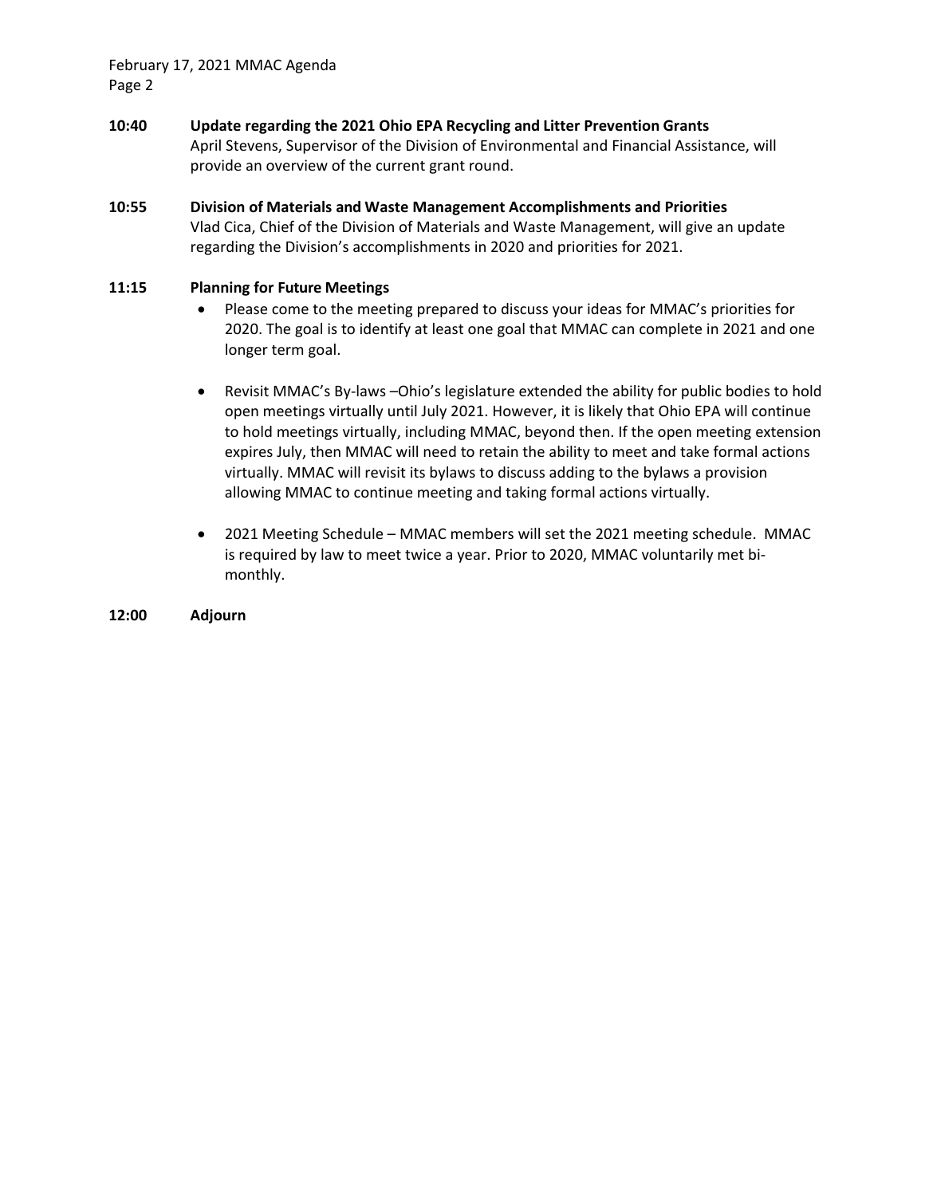**10:40 Update regarding the 2021 Ohio EPA Recycling and Litter Prevention Grants**
April Stevens, Supervisor of the Division of Environmental and Financial Assistance, will provide an overview of the current grant round.

**10:55 Division of Materials and Waste Management Accomplishments and Priorities**
Vlad Cica, Chief of the Division of Materials and Waste Management, will give an update regarding the Division's accomplishments in 2020 and priorities for 2021.

**11:15 Planning for Future Meetings**

- Please come to the meeting prepared to discuss your ideas for MMAC's priorities for 2020. The goal is to identify at least one goal that MMAC can complete in 2021 and one longer term goal.

- Revisit MMAC's By-laws –Ohio's legislature extended the ability for public bodies to hold open meetings virtually until July 2021. However, it is likely that Ohio EPA will continue to hold meetings virtually, including MMAC, beyond then. If the open meeting extension expires July, then MMAC will need to retain the ability to meet and take formal actions virtually. MMAC will revisit its bylaws to discuss adding to the bylaws a provision allowing MMAC to continue meeting and taking formal actions virtually.

- 2021 Meeting Schedule – MMAC members will set the 2021 meeting schedule. MMAC is required by law to meet twice a year. Prior to 2020, MMAC voluntarily met bi-monthly.

**12:00 Adjourn**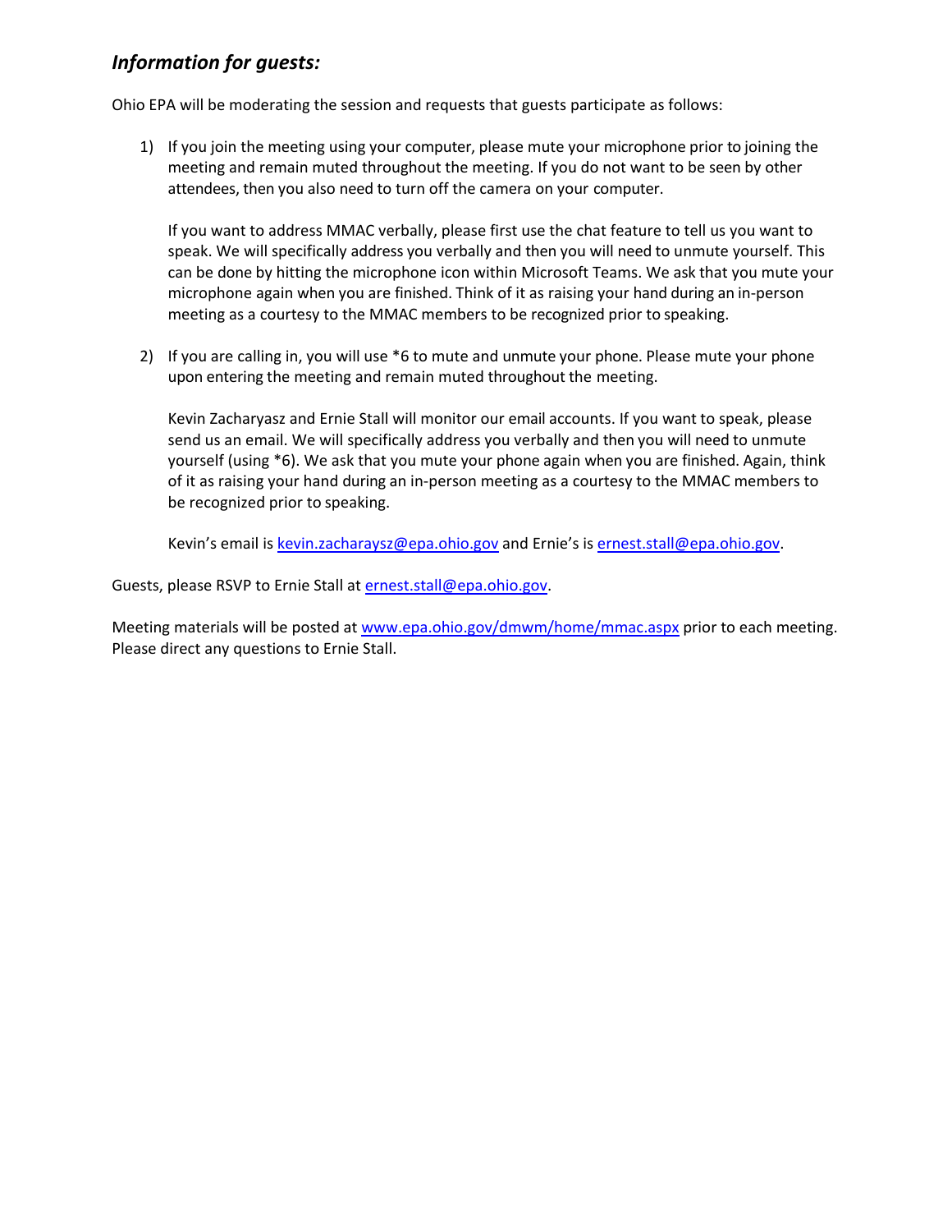## *Information for guests:*

Ohio EPA will be moderating the session and requests that guests participate as follows:

1) If you join the meeting using your computer, please mute your microphone prior to joining the meeting and remain muted throughout the meeting. If you do not want to be seen by other attendees, then you also need to turn off the camera on your computer.

   If you want to address MMAC verbally, please first use the chat feature to tell us you want to speak. We will specifically address you verbally and then you will need to unmute yourself. This can be done by hitting the microphone icon within Microsoft Teams. We ask that you mute your microphone again when you are finished. Think of it as raising your hand during an in-person meeting as a courtesy to the MMAC members to be recognized prior to speaking.

2) If you are calling in, you will use *6 to mute and unmute your phone. Please mute your phone upon entering the meeting and remain muted throughout the meeting.

   Kevin Zacharyasz and Ernie Stall will monitor our email accounts. If you want to speak, please send us an email. We will specifically address you verbally and then you will need to unmute yourself (using *6). We ask that you mute your phone again when you are finished. Again, think of it as raising your hand during an in-person meeting as a courtesy to the MMAC members to be recognized prior to speaking.

   Kevin's email is kevin.zacharaysz@epa.ohio.gov and Ernie's is ernest.stall@epa.ohio.gov.

Guests, please RSVP to Ernie Stall at ernest.stall@epa.ohio.gov.

Meeting materials will be posted at www.epa.ohio.gov/dmwm/home/mmac.aspx prior to each meeting. Please direct any questions to Ernie Stall.